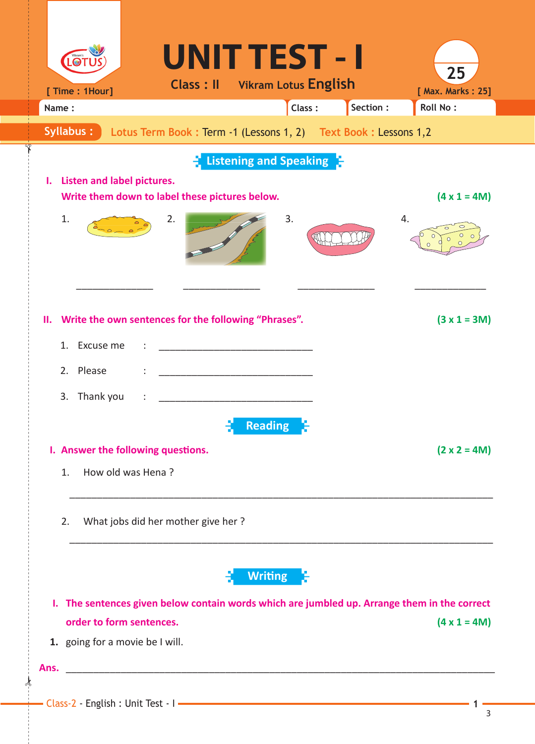# UNIT TEST - I

**Class : II** Vikram Lotus **English**

[ Time : 1Hour] [ Max. Marks : 25]

Name : Class : Section : Roll No :

**Syllabus :** Lotus Term Book : Term -1 (Lessons 1, 2) Text Book : Lessons 1,2

## Listening and Speaking

**I. Listen and label pictures.**
**Write them down to label these pictures below.** **(4 x 1 = 4M)**

1. ______________ 2. ______________ 3. ______________ 4. ______________

**II. Write the own sentences for the following "Phrases".** **(3 x 1 = 3M)**

1. Excuse me : ____________________________
2. Please : ____________________________
3. Thank you : ____________________________

## Reading

**I. Answer the following questions.** **(2 x 2 = 4M)**

1. How old was Hena ?

____________________________________________________________

2. What jobs did her mother give her ?

____________________________________________________________

## Writing

**I. The sentences given below contain words which are jumbled up. Arrange them in the correct order to form sentences.** **(4 x 1 = 4M)**

**1.** going for a movie be I will.

**Ans.** ____________________________________________________________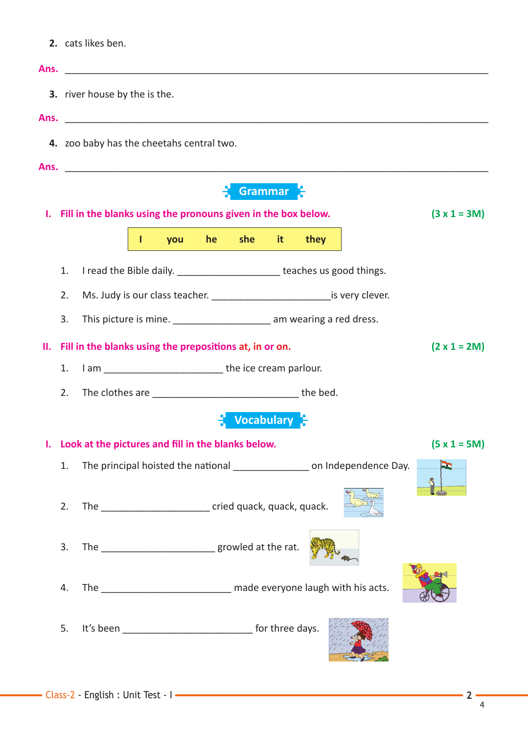2. cats likes ben.

**Ans.** ______________________________________________________________________

3. river house by the is the.

**Ans.** ______________________________________________________________________

4. zoo baby has the cheetahs central two.

**Ans.** ______________________________________________________________________

## Grammar

**I. Fill in the blanks using the pronouns given in the box below.** **(3 x 1 = 3M)**

| I | you | he | she | it | they |
|---|---|---|---|---|---|

1. I read the Bible daily. ____________________ teaches us good things.
2. Ms. Judy is our class teacher. ______________________is very clever.
3. This picture is mine. __________________ am wearing a red dress.

**II. Fill in the blanks using the prepositions at, in or on.** **(2 x 1 = 2M)**

1. I am ______________________ the ice cream parlour.
2. The clothes are ____________________________ the bed.

## Vocabulary

**I. Look at the pictures and fill in the blanks below.** **(5 x 1 = 5M)**

1. The principal hoisted the national ______________ on Independence Day.
2. The ____________________ cried quack, quack, quack.
3. The _____________________ growled at the rat.
4. The ________________________ made everyone laugh with his acts.
5. It's been ________________________ for three days.